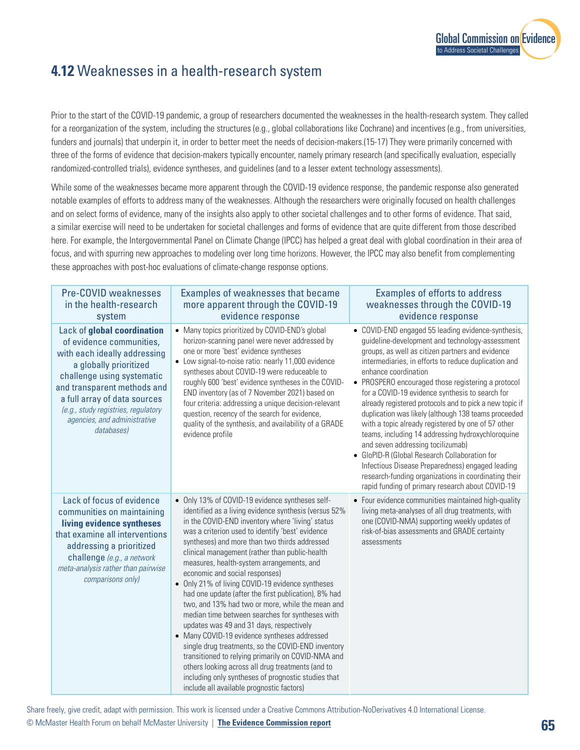## **4.12** Weaknesses in a health-research system

Prior to the start of the COVID-19 pandemic, a group of researchers documented the weaknesses in the health-research system. They called for a reorganization of the system, including the structures (e.g., global collaborations like Cochrane) and incentives (e.g., from universities, funders and journals) that underpin it, in order to better meet the needs of decision-makers.(15-17) They were primarily concerned with three of the forms of evidence that decision-makers typically encounter, namely primary research (and specifically evaluation, especially randomized-controlled trials), evidence syntheses, and guidelines (and to a lesser extent technology assessments).

While some of the weaknesses became more apparent through the COVID-19 evidence response, the pandemic response also generated notable examples of efforts to address many of the weaknesses. Although the researchers were originally focused on health challenges and on select forms of evidence, many of the insights also apply to other societal challenges and to other forms of evidence. That said, a similar exercise will need to be undertaken for societal challenges and forms of evidence that are quite different from those described here. For example, the Intergovernmental Panel on Climate Change (IPCC) has helped a great deal with global coordination in their area of focus, and with spurring new approaches to modeling over long time horizons. However, the IPCC may also benefit from complementing these approaches with post-hoc evaluations of climate-change response options.

| Pre-COVID weaknesses in the health-research system | Examples of weaknesses that became more apparent through the COVID-19 evidence response | Examples of efforts to address weaknesses through the COVID-19 evidence response |
|---|---|---|
| Lack of **global coordination** of evidence communities, with each ideally addressing a globally prioritized challenge using systematic and transparent methods and a full array of data sources *(e.g., study registries, regulatory agencies, and administrative databases)* | • Many topics prioritized by COVID-END's global horizon-scanning panel were never addressed by one or more 'best' evidence syntheses<br>• Low signal-to-noise ratio: nearly 11,000 evidence syntheses about COVID-19 were reduceable to roughly 600 'best' evidence syntheses in the COVID-END inventory (as of 7 November 2021) based on four criteria: addressing a unique decision-relevant question, recency of the search for evidence, quality of the synthesis, and availability of a GRADE evidence profile | • COVID-END engaged 55 leading evidence-synthesis, guideline-development and technology-assessment groups, as well as citizen partners and evidence intermediaries, in efforts to reduce duplication and enhance coordination<br>• PROSPERO encouraged those registering a protocol for a COVID-19 evidence synthesis to search for already registered protocols and to pick a new topic if duplication was likely (although 138 teams proceeded with a topic already registered by one of 57 other teams, including 14 addressing hydroxychloroquine and seven addressing tocilizumab)<br>• GloPID-R (Global Research Collaboration for Infectious Disease Preparedness) engaged leading research-funding organizations in coordinating their rapid funding of primary research about COVID-19 |
| Lack of focus of evidence communities on maintaining **living evidence syntheses** that examine all interventions addressing a prioritized challenge *(e.g., a network meta-analysis rather than pairwise comparisons only)* | • Only 13% of COVID-19 evidence syntheses self-identified as a living evidence synthesis (versus 52% in the COVID-END inventory where 'living' status was a criterion used to identify 'best' evidence syntheses) and more than two thirds addressed clinical management (rather than public-health measures, health-system arrangements, and economic and social responses)<br>• Only 21% of living COVID-19 evidence syntheses had one update (after the first publication), 8% had two, and 13% had two or more, while the mean and median time between searches for syntheses with updates was 49 and 31 days, respectively<br>• Many COVID-19 evidence syntheses addressed single drug treatments, so the COVID-END inventory transitioned to relying primarily on COVID-NMA and others looking across all drug treatments (and to including only syntheses of prognostic studies that include all available prognostic factors) | • Four evidence communities maintained high-quality living meta-analyses of all drug treatments, with one (COVID-NMA) supporting weekly updates of risk-of-bias assessments and GRADE certainty assessments |

Share freely, give credit, adapt with permission. This work is licensed under a Creative Commons Attribution-NoDerivatives 4.0 International License.
© McMaster Health Forum on behalf McMaster University | **The Evidence Commission report**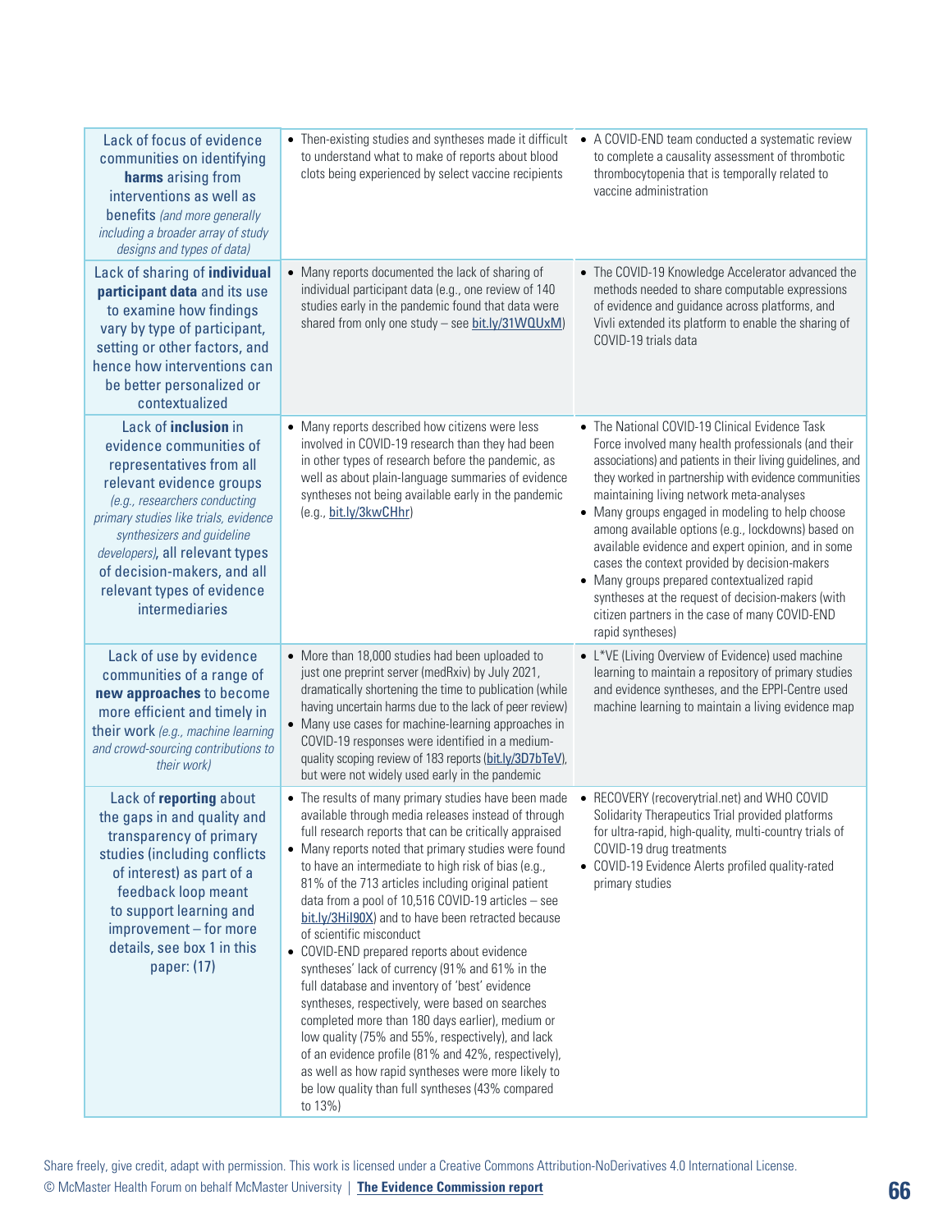| | | |
|---|---|---|
| Lack of focus of evidence communities on identifying **harms** arising from interventions as well as benefits *(and more generally including a broader array of study designs and types of data)* | • Then-existing studies and syntheses made it difficult to understand what to make of reports about blood clots being experienced by select vaccine recipients | • A COVID-END team conducted a systematic review to complete a causality assessment of thrombotic thrombocytopenia that is temporally related to vaccine administration |
| Lack of sharing of **individual participant data** and its use to examine how findings vary by type of participant, setting or other factors, and hence how interventions can be better personalized or contextualized | • Many reports documented the lack of sharing of individual participant data (e.g., one review of 140 studies early in the pandemic found that data were shared from only one study – see bit.ly/31WQUxM) | • The COVID-19 Knowledge Accelerator advanced the methods needed to share computable expressions of evidence and guidance across platforms, and Vivli extended its platform to enable the sharing of COVID-19 trials data |
| Lack of **inclusion** in evidence communities of representatives from all relevant evidence groups *(e.g., researchers conducting primary studies like trials, evidence synthesizers and guideline developers)*, all relevant types of decision-makers, and all relevant types of evidence intermediaries | • Many reports described how citizens were less involved in COVID-19 research than they had been in other types of research before the pandemic, as well as about plain-language summaries of evidence syntheses not being available early in the pandemic (e.g., bit.ly/3kwCHhr) | • The National COVID-19 Clinical Evidence Task Force involved many health professionals (and their associations) and patients in their living guidelines, and they worked in partnership with evidence communities maintaining living network meta-analyses<br>• Many groups engaged in modeling to help choose among available options (e.g., lockdowns) based on available evidence and expert opinion, and in some cases the context provided by decision-makers<br>• Many groups prepared contextualized rapid syntheses at the request of decision-makers (with citizen partners in the case of many COVID-END rapid syntheses) |
| Lack of use by evidence communities of a range of **new approaches** to become more efficient and timely in their work *(e.g., machine learning and crowd-sourcing contributions to their work)* | • More than 18,000 studies had been uploaded to just one preprint server (medRxiv) by July 2021, dramatically shortening the time to publication (while having uncertain harms due to the lack of peer review)<br>• Many use cases for machine-learning approaches in COVID-19 responses were identified in a medium-quality scoping review of 183 reports (bit.ly/3D7bTeV), but were not widely used early in the pandemic | • L*VE (Living Overview of Evidence) used machine learning to maintain a repository of primary studies and evidence syntheses, and the EPPI-Centre used machine learning to maintain a living evidence map |
| Lack of **reporting** about the gaps in and quality and transparency of primary studies (including conflicts of interest) as part of a feedback loop meant to support learning and improvement – for more details, see box 1 in this paper: (17) | • The results of many primary studies have been made available through media releases instead of through full research reports that can be critically appraised<br>• Many reports noted that primary studies were found to have an intermediate to high risk of bias (e.g., 81% of the 713 articles including original patient data from a pool of 10,516 COVID-19 articles – see bit.ly/3HiI90X) and to have been retracted because of scientific misconduct<br>• COVID-END prepared reports about evidence syntheses' lack of currency (91% and 61% in the full database and inventory of 'best' evidence syntheses, respectively, were based on searches completed more than 180 days earlier), medium or low quality (75% and 55%, respectively), and lack of an evidence profile (81% and 42%, respectively), as well as how rapid syntheses were more likely to be low quality than full syntheses (43% compared to 13%) | • RECOVERY (recoverytrial.net) and WHO COVID Solidarity Therapeutics Trial provided platforms for ultra-rapid, high-quality, multi-country trials of COVID-19 drug treatments<br>• COVID-19 Evidence Alerts profiled quality-rated primary studies |

Share freely, give credit, adapt with permission. This work is licensed under a Creative Commons Attribution-NoDerivatives 4.0 International License.
© McMaster Health Forum on behalf McMaster University | **The Evidence Commission report**